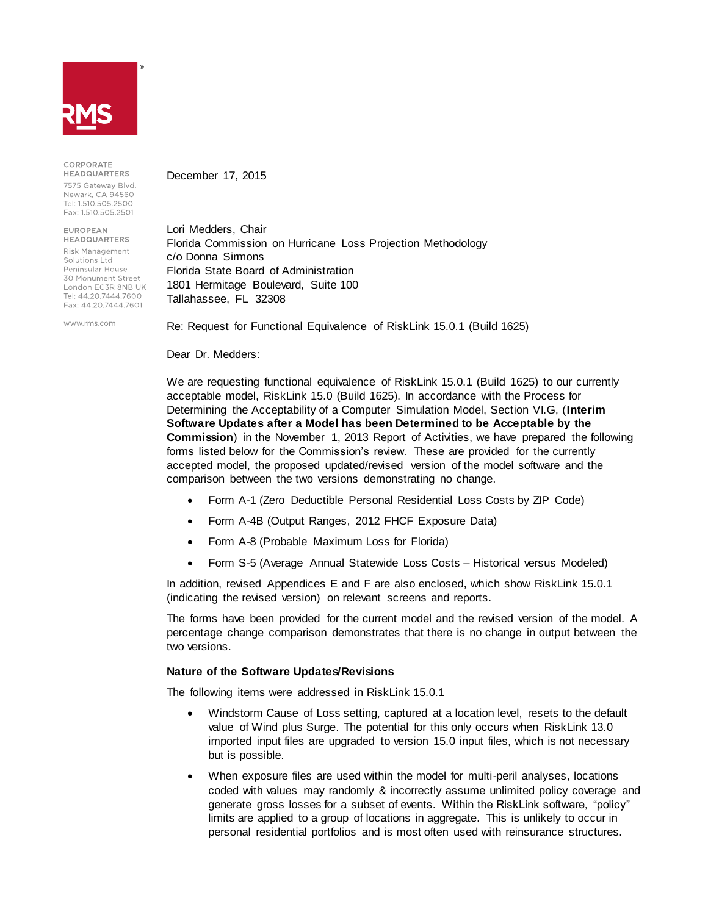RMS

CORPORATE HEADQUARTERS
7575 Gateway Blvd.
Newark, CA 94560
Tel: 1.510.505.2500
Fax: 1.510.505.2501

EUROPEAN HEADQUARTERS
Risk Management Solutions Ltd
Peninsular House
30 Monument Street
London EC3R 8NB UK
Tel: 44.20.7444.7600
Fax: 44.20.7444.7601

www.rms.com

December 17, 2015

Lori Medders, Chair
Florida Commission on Hurricane Loss Projection Methodology
c/o Donna Sirmons
Florida State Board of Administration
1801 Hermitage Boulevard, Suite 100
Tallahassee, FL 32308

Re: Request for Functional Equivalence of RiskLink 15.0.1 (Build 1625)

Dear Dr. Medders:

We are requesting functional equivalence of RiskLink 15.0.1 (Build 1625) to our currently acceptable model, RiskLink 15.0 (Build 1625). In accordance with the Process for Determining the Acceptability of a Computer Simulation Model, Section VI.G, (**Interim Software Updates after a Model has been Determined to be Acceptable by the Commission**) in the November 1, 2013 Report of Activities, we have prepared the following forms listed below for the Commission's review. These are provided for the currently accepted model, the proposed updated/revised version of the model software and the comparison between the two versions demonstrating no change.

- Form A-1 (Zero Deductible Personal Residential Loss Costs by ZIP Code)
- Form A-4B (Output Ranges, 2012 FHCF Exposure Data)
- Form A-8 (Probable Maximum Loss for Florida)
- Form S-5 (Average Annual Statewide Loss Costs – Historical versus Modeled)

In addition, revised Appendices E and F are also enclosed, which show RiskLink 15.0.1 (indicating the revised version) on relevant screens and reports.

The forms have been provided for the current model and the revised version of the model. A percentage change comparison demonstrates that there is no change in output between the two versions.

**Nature of the Software Updates/Revisions**

The following items were addressed in RiskLink 15.0.1

- Windstorm Cause of Loss setting, captured at a location level, resets to the default value of Wind plus Surge. The potential for this only occurs when RiskLink 13.0 imported input files are upgraded to version 15.0 input files, which is not necessary but is possible.
- When exposure files are used within the model for multi-peril analyses, locations coded with values may randomly & incorrectly assume unlimited policy coverage and generate gross losses for a subset of events. Within the RiskLink software, "policy" limits are applied to a group of locations in aggregate. This is unlikely to occur in personal residential portfolios and is most often used with reinsurance structures.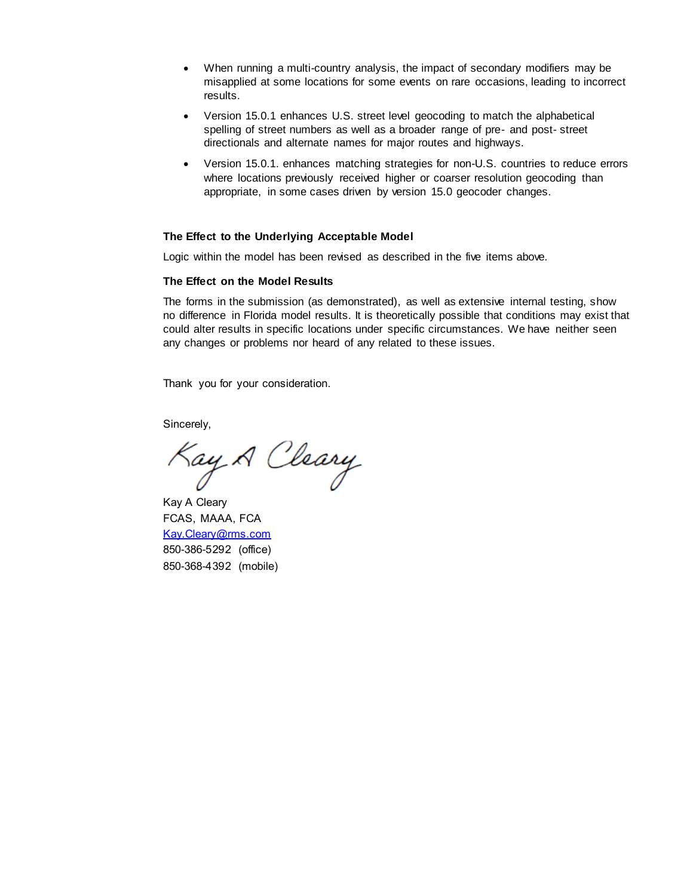- When running a multi-country analysis, the impact of secondary modifiers may be misapplied at some locations for some events on rare occasions, leading to incorrect results.
- Version 15.0.1 enhances U.S. street level geocoding to match the alphabetical spelling of street numbers as well as a broader range of pre- and post- street directionals and alternate names for major routes and highways.
- Version 15.0.1. enhances matching strategies for non-U.S. countries to reduce errors where locations previously received higher or coarser resolution geocoding than appropriate, in some cases driven by version 15.0 geocoder changes.

**The Effect to the Underlying Acceptable Model**

Logic within the model has been revised as described in the five items above.

**The Effect on the Model Results**

The forms in the submission (as demonstrated), as well as extensive internal testing, show no difference in Florida model results. It is theoretically possible that conditions may exist that could alter results in specific locations under specific circumstances. We have neither seen any changes or problems nor heard of any related to these issues.

Thank you for your consideration.

Sincerely,

Kay A Cleary

Kay A Cleary  
FCAS, MAAA, FCA  
Kay.Cleary@rms.com  
850-386-5292 (office)  
850-368-4392 (mobile)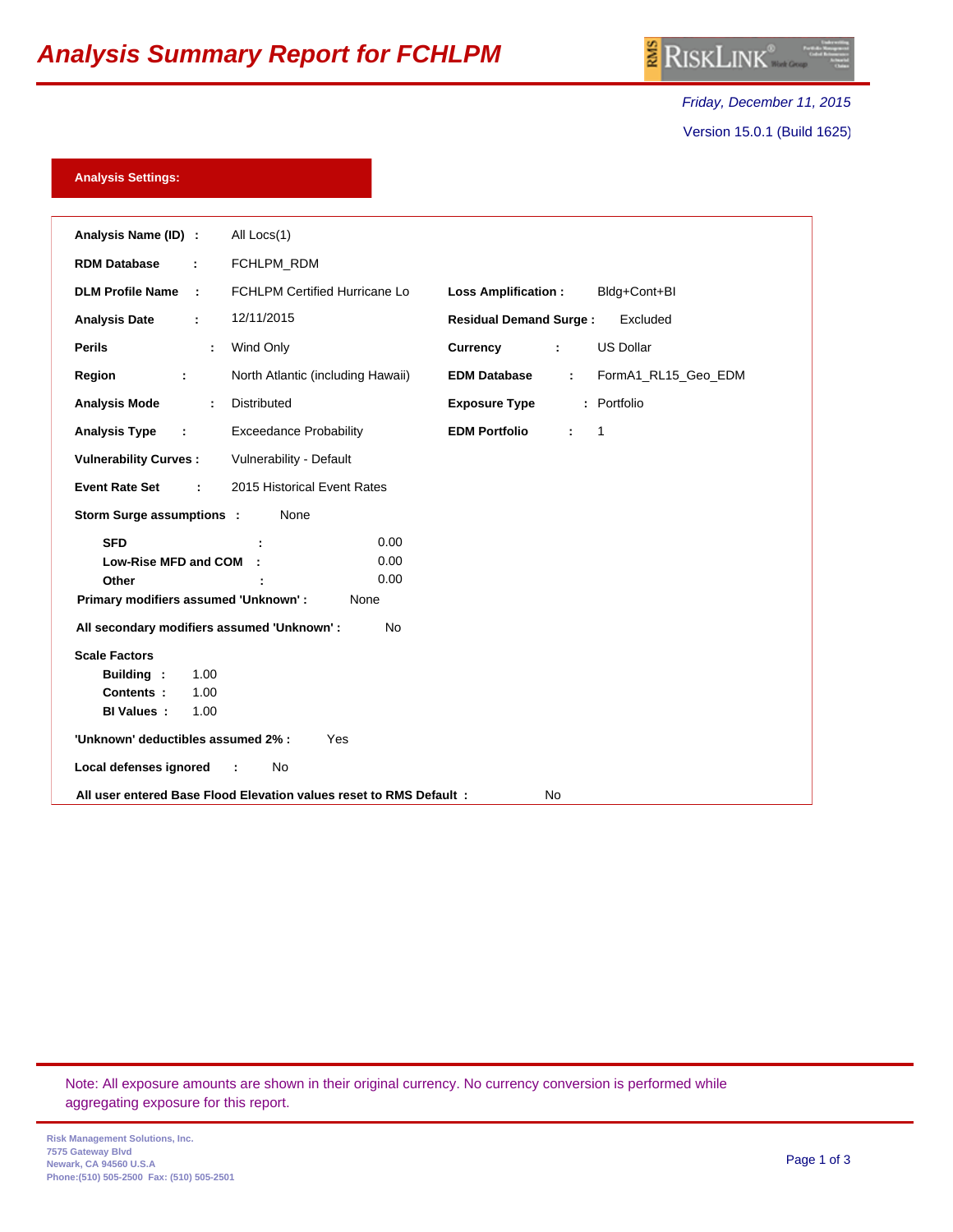# Analysis Summary Report for FCHLPM

*Friday, December 11, 2015*

Version 15.0.1 (Build 1625)

## Analysis Settings:

| | | | |
|---|---|---|---|
| **Analysis Name (ID) :** | All Locs(1) | | |
| **RDM Database :** | FCHLPM_RDM | | |
| **DLM Profile Name :** | FCHLPM Certified Hurricane Lo | **Loss Amplification :** | Bldg+Cont+BI |
| **Analysis Date :** | 12/11/2015 | **Residual Demand Surge :** | Excluded |
| **Perils :** | Wind Only | **Currency :** | US Dollar |
| **Region :** | North Atlantic (including Hawaii) | **EDM Database :** | FormA1_RL15_Geo_EDM |
| **Analysis Mode :** | Distributed | **Exposure Type :** | Portfolio |
| **Analysis Type :** | Exceedance Probability | **EDM Portfolio :** | 1 |
| **Vulnerability Curves :** | Vulnerability - Default | | |
| **Event Rate Set :** | 2015 Historical Event Rates | | |

**Storm Surge assumptions :** None

- **SFD :** 0.00
- **Low-Rise MFD and COM :** 0.00
- **Other :** 0.00

**Primary modifiers assumed 'Unknown' :** None

**All secondary modifiers assumed 'Unknown' :** No

**Scale Factors**

- **Building :** 1.00
- **Contents :** 1.00
- **BI Values :** 1.00

**'Unknown' deductibles assumed 2% :** Yes

**Local defenses ignored :** No

**All user entered Base Flood Elevation values reset to RMS Default :** No

Note: All exposure amounts are shown in their original currency. No currency conversion is performed while aggregating exposure for this report.

Risk Management Solutions, Inc.
7575 Gateway Blvd
Newark, CA 94560 U.S.A
Phone:(510) 505-2500 Fax: (510) 505-2501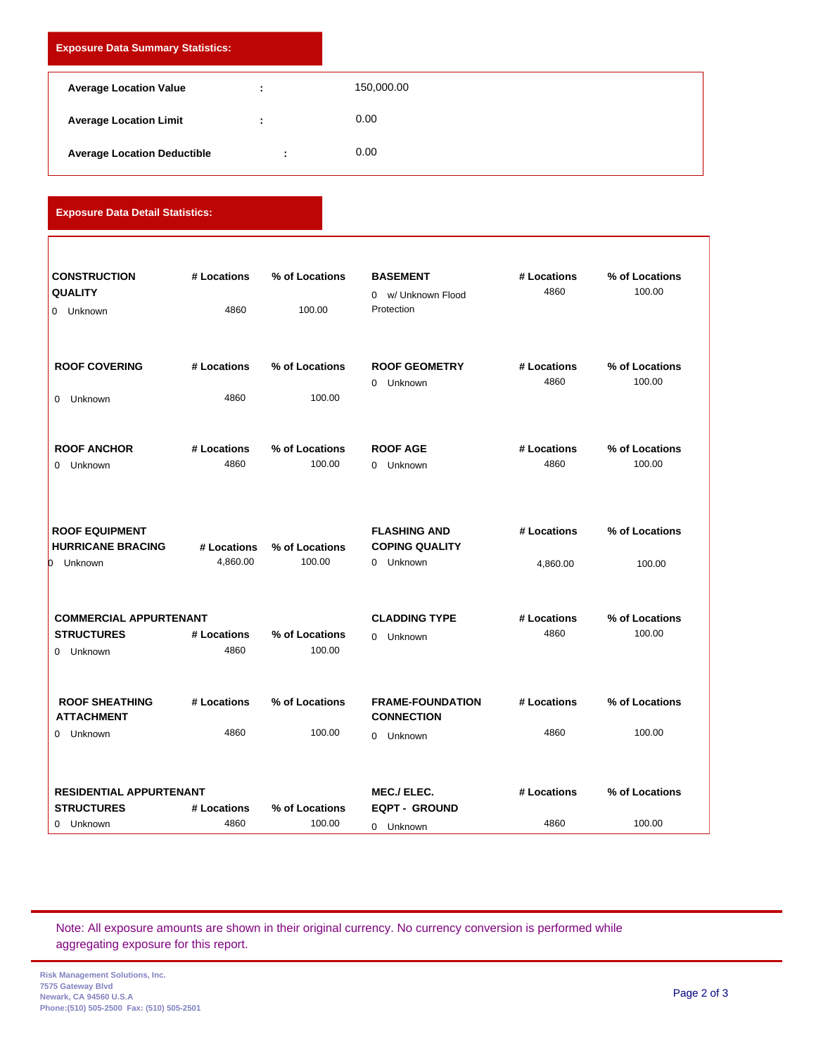## Exposure Data Summary Statistics:

| | | |
|---|---|---|
| **Average Location Value** | : | 150,000.00 |
| **Average Location Limit** | : | 0.00 |
| **Average Location Deductible** | : | 0.00 |

## Exposure Data Detail Statistics:

| **CONSTRUCTION QUALITY** | **# Locations** | **% of Locations** |
|---|---|---|
| 0 Unknown | 4860 | 100.00 |

| **BASEMENT** | **# Locations** | **% of Locations** |
|---|---|---|
| 0 w/ Unknown Flood Protection | 4860 | 100.00 |

| **ROOF COVERING** | **# Locations** | **% of Locations** |
|---|---|---|
| 0 Unknown | 4860 | 100.00 |

| **ROOF GEOMETRY** | **# Locations** | **% of Locations** |
|---|---|---|
| 0 Unknown | 4860 | 100.00 |

| **ROOF ANCHOR** | **# Locations** | **% of Locations** |
|---|---|---|
| 0 Unknown | 4860 | 100.00 |

| **ROOF AGE** | **# Locations** | **% of Locations** |
|---|---|---|
| 0 Unknown | 4860 | 100.00 |

| **ROOF EQUIPMENT HURRICANE BRACING** | **# Locations** | **% of Locations** |
|---|---|---|
| 0 Unknown | 4,860.00 | 100.00 |

| **FLASHING AND COPING QUALITY** | **# Locations** | **% of Locations** |
|---|---|---|
| 0 Unknown | 4,860.00 | 100.00 |

| **COMMERCIAL APPURTENANT STRUCTURES** | **# Locations** | **% of Locations** |
|---|---|---|
| 0 Unknown | 4860 | 100.00 |

| **CLADDING TYPE** | **# Locations** | **% of Locations** |
|---|---|---|
| 0 Unknown | 4860 | 100.00 |

| **ROOF SHEATHING ATTACHMENT** | **# Locations** | **% of Locations** |
|---|---|---|
| 0 Unknown | 4860 | 100.00 |

| **FRAME-FOUNDATION CONNECTION** | **# Locations** | **% of Locations** |
|---|---|---|
| 0 Unknown | 4860 | 100.00 |

| **RESIDENTIAL APPURTENANT STRUCTURES** | **# Locations** | **% of Locations** |
|---|---|---|
| 0 Unknown | 4860 | 100.00 |

| **MEC./ ELEC. EQPT - GROUND** | **# Locations** | **% of Locations** |
|---|---|---|
| 0 Unknown | 4860 | 100.00 |

Note: All exposure amounts are shown in their original currency. No currency conversion is performed while aggregating exposure for this report.

Risk Management Solutions, Inc.
7575 Gateway Blvd
Newark, CA 94560 U.S.A
Phone:(510) 505-2500 Fax: (510) 505-2501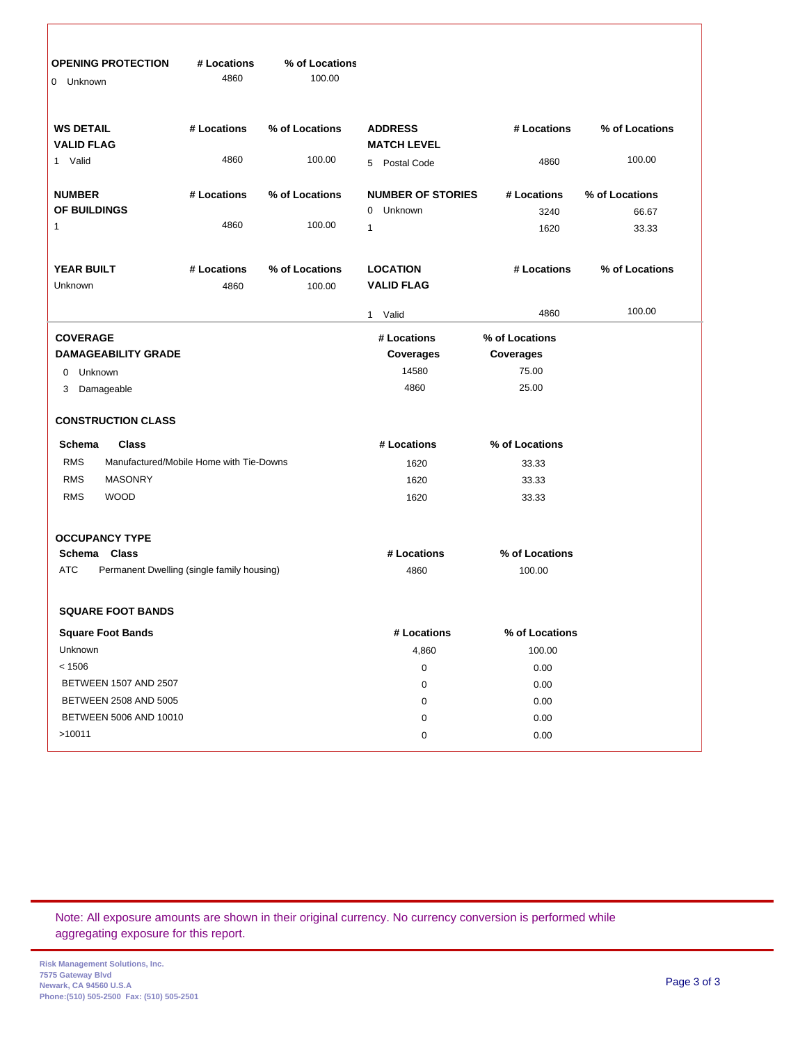| OPENING PROTECTION | # Locations | % of Locations |
|---|---|---|
| 0 Unknown | 4860 | 100.00 |

| WS DETAIL VALID FLAG | # Locations | % of Locations |
|---|---|---|
| 1 Valid | 4860 | 100.00 |

| ADDRESS MATCH LEVEL | # Locations | % of Locations |
|---|---|---|
| 5 Postal Code | 4860 | 100.00 |

| NUMBER OF BUILDINGS | # Locations | % of Locations |
|---|---|---|
| 1 | 4860 | 100.00 |

| NUMBER OF STORIES | # Locations | % of Locations |
|---|---|---|
| 0 Unknown | 3240 | 66.67 |
| 1 | 1620 | 33.33 |

| YEAR BUILT | # Locations | % of Locations |
|---|---|---|
| Unknown | 4860 | 100.00 |

| LOCATION VALID FLAG | # Locations | % of Locations |
|---|---|---|
| 1 Valid | 4860 | 100.00 |

| COVERAGE DAMAGEABILITY GRADE | # Locations Coverages | % of Locations Coverages |
|---|---|---|
| 0 Unknown | 14580 | 75.00 |
| 3 Damageable | 4860 | 25.00 |

**CONSTRUCTION CLASS**

| Schema | Class | # Locations | % of Locations |
|---|---|---|---|
| RMS | Manufactured/Mobile Home with Tie-Downs | 1620 | 33.33 |
| RMS | MASONRY | 1620 | 33.33 |
| RMS | WOOD | 1620 | 33.33 |

**OCCUPANCY TYPE**

| Schema | Class | # Locations | % of Locations |
|---|---|---|---|
| ATC | Permanent Dwelling (single family housing) | 4860 | 100.00 |

**SQUARE FOOT BANDS**

| Square Foot Bands | # Locations | % of Locations |
|---|---|---|
| Unknown | 4,860 | 100.00 |
| < 1506 | 0 | 0.00 |
| BETWEEN 1507 AND 2507 | 0 | 0.00 |
| BETWEEN 2508 AND 5005 | 0 | 0.00 |
| BETWEEN 5006 AND 10010 | 0 | 0.00 |
| >10011 | 0 | 0.00 |

Note: All exposure amounts are shown in their original currency. No currency conversion is performed while aggregating exposure for this report.

Risk Management Solutions, Inc.
7575 Gateway Blvd
Newark, CA 94560 U.S.A
Phone:(510) 505-2500 Fax: (510) 505-2501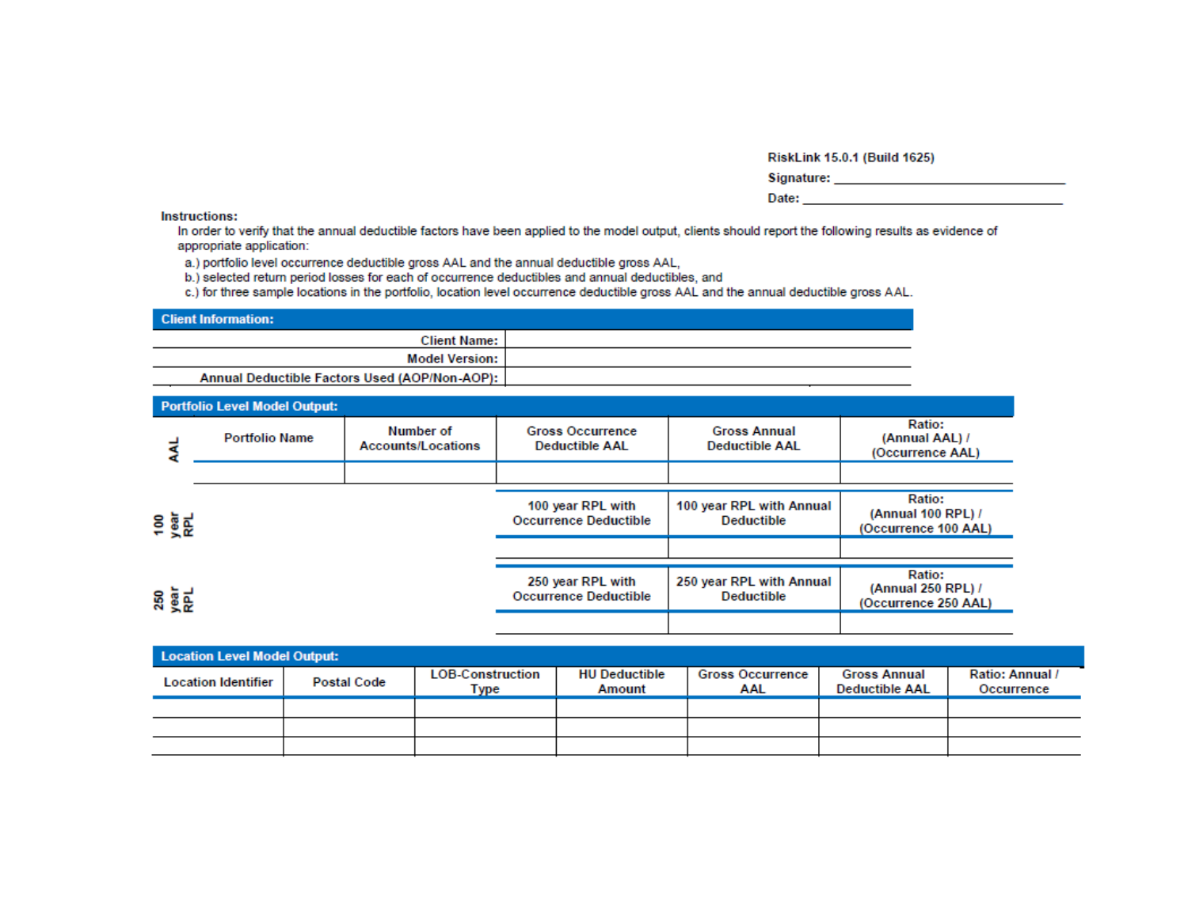RiskLink 15.0.1 (Build 1625)

Signature: ______________________________

Date: ______________________________

**Instructions:**

In order to verify that the annual deductible factors have been applied to the model output, clients should report the following results as evidence of appropriate application:

a.) portfolio level occurrence deductible gross AAL and the annual deductible gross AAL,

b.) selected return period losses for each of occurrence deductibles and annual deductibles, and

c.) for three sample locations in the portfolio, location level occurrence deductible gross AAL and the annual deductible gross AAL.

## Client Information:

| | |
|---|---|
| Client Name: | |
| Model Version: | |
| Annual Deductible Factors Used (AOP/Non-AOP): | |

## Portfolio Level Model Output:

| | Portfolio Name | Number of Accounts/Locations | Gross Occurrence Deductible AAL | Gross Annual Deductible AAL | Ratio: (Annual AAL) / (Occurrence AAL) |
|---|---|---|---|---|---|
| AAL | | | | | |

| | | | | | |
|---|---|---|---|---|---|
| 100 year RPL | | | 100 year RPL with Occurrence Deductible | 100 year RPL with Annual Deductible | Ratio: (Annual 100 RPL) / (Occurrence 100 AAL) |
| | | | | | |

| | | | | | |
|---|---|---|---|---|---|
| 250 year RPL | | | 250 year RPL with Occurrence Deductible | 250 year RPL with Annual Deductible | Ratio: (Annual 250 RPL) / (Occurrence 250 AAL) |
| | | | | | |

## Location Level Model Output:

| Location Identifier | Postal Code | LOB-Construction Type | HU Deductible Amount | Gross Occurrence AAL | Gross Annual Deductible AAL | Ratio: Annual / Occurrence |
|---|---|---|---|---|---|---|
| | | | | | | |
| | | | | | | |
| | | | | | | |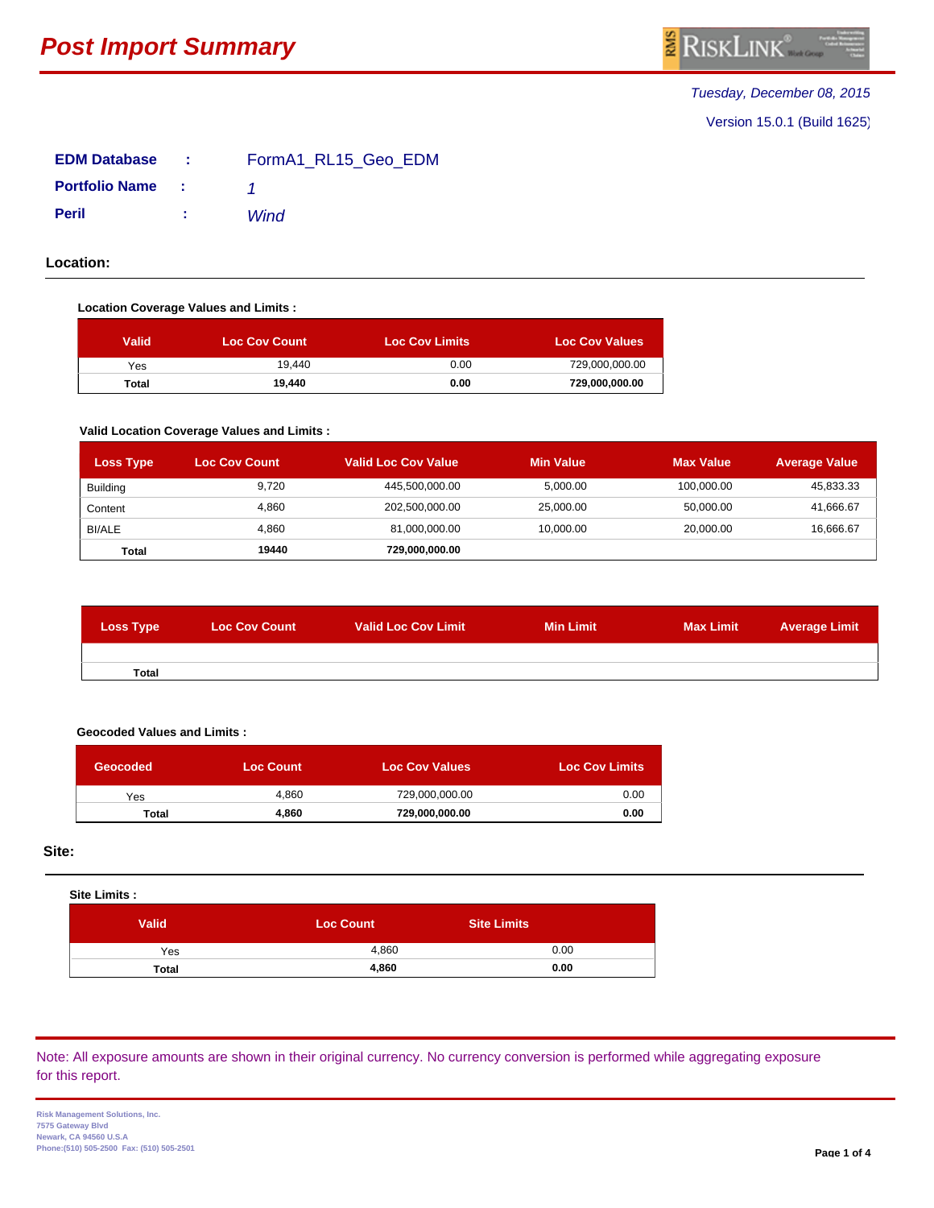# Post Import Summary

*Tuesday, December 08, 2015*

Version 15.0.1 (Build 1625)

**EDM Database** : FormA1_RL15_Geo_EDM

**Portfolio Name** : *1*

**Peril** : *Wind*

## Location:

**Location Coverage Values and Limits :**

| Valid | Loc Cov Count | Loc Cov Limits | Loc Cov Values |
|---|---|---|---|
| Yes | 19,440 | 0.00 | 729,000,000.00 |
| **Total** | **19,440** | **0.00** | **729,000,000.00** |

**Valid Location Coverage Values and Limits :**

| Loss Type | Loc Cov Count | Valid Loc Cov Value | Min Value | Max Value | Average Value |
|---|---|---|---|---|---|
| Building | 9,720 | 445,500,000.00 | 5,000.00 | 100,000.00 | 45,833.33 |
| Content | 4,860 | 202,500,000.00 | 25,000.00 | 50,000.00 | 41,666.67 |
| BI/ALE | 4,860 | 81,000,000.00 | 10,000.00 | 20,000.00 | 16,666.67 |
| **Total** | **19440** | **729,000,000.00** | | | |

| Loss Type | Loc Cov Count | Valid Loc Cov Limit | Min Limit | Max Limit | Average Limit |
|---|---|---|---|---|---|
| | | | | | |
| **Total** | | | | | |

**Geocoded Values and Limits :**

| Geocoded | Loc Count | Loc Cov Values | Loc Cov Limits |
|---|---|---|---|
| Yes | 4,860 | 729,000,000.00 | 0.00 |
| **Total** | **4,860** | **729,000,000.00** | **0.00** |

## Site:

**Site Limits :**

| Valid | Loc Count | Site Limits |
|---|---|---|
| Yes | 4,860 | 0.00 |
| **Total** | **4,860** | **0.00** |

Note: All exposure amounts are shown in their original currency. No currency conversion is performed while aggregating exposure for this report.

Risk Management Solutions, Inc.
7575 Gateway Blvd
Newark, CA 94560 U.S.A
Phone:(510) 505-2500 Fax: (510) 505-2501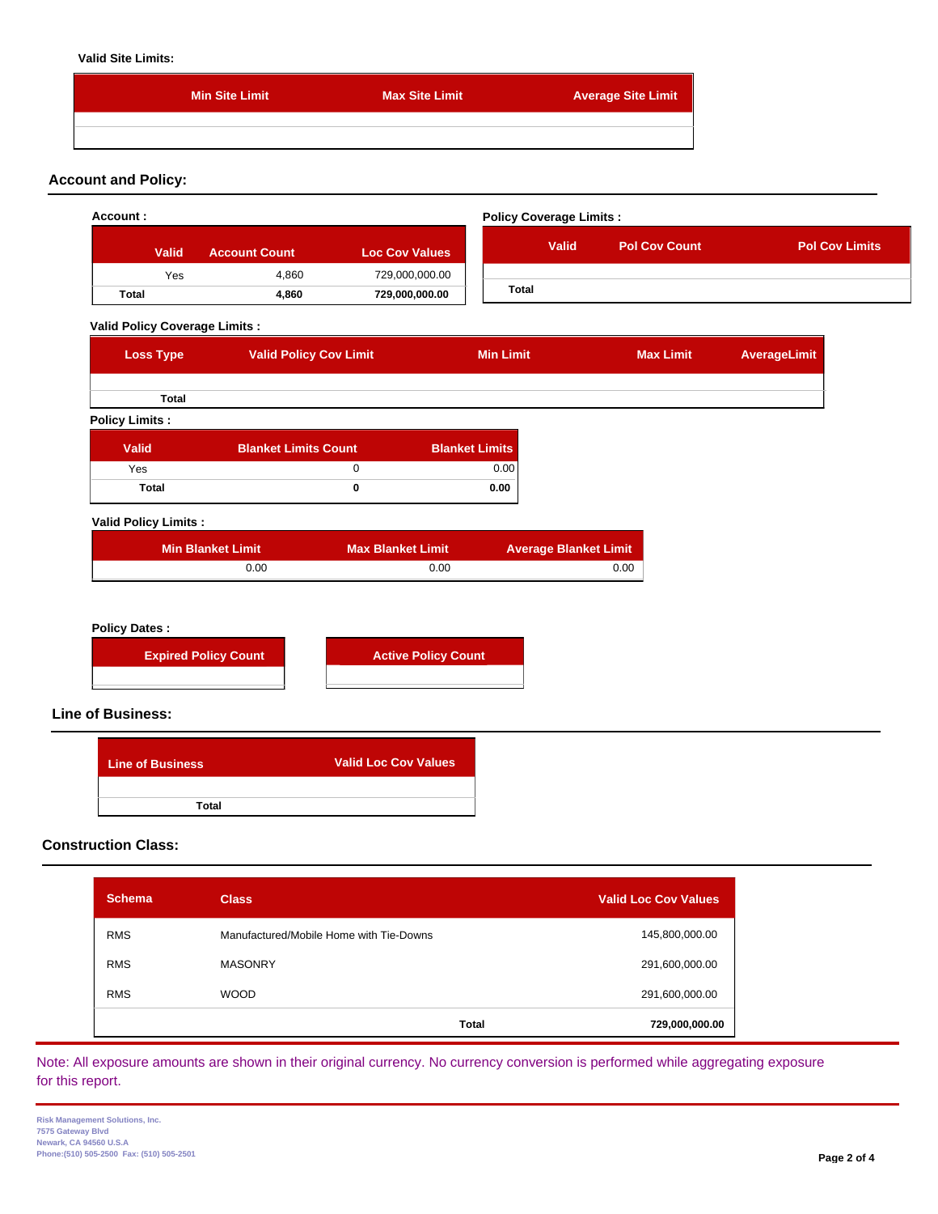**Valid Site Limits:**

| Min Site Limit | Max Site Limit | Average Site Limit |
|---|---|---|
| | | |

## Account and Policy:

**Account :**

| Valid | Account Count | Loc Cov Values |
|---|---|---|
| Yes | 4,860 | 729,000,000.00 |
| **Total** | **4,860** | **729,000,000.00** |

**Policy Coverage Limits :**

| Valid | Pol Cov Count | Pol Cov Limits |
|---|---|---|
| | | |
| **Total** | | |

**Valid Policy Coverage Limits :**

| Loss Type | Valid Policy Cov Limit | Min Limit | Max Limit | AverageLimit |
|---|---|---|---|---|
| | | | | |
| **Total** | | | | |

**Policy Limits :**

| Valid | Blanket Limits Count | Blanket Limits |
|---|---|---|
| Yes | 0 | 0.00 |
| **Total** | **0** | **0.00** |

**Valid Policy Limits :**

| Min Blanket Limit | Max Blanket Limit | Average Blanket Limit |
|---|---|---|
| 0.00 | 0.00 | 0.00 |

**Policy Dates :**

| Expired Policy Count |
|---|
| |

| Active Policy Count |
|---|
| |

## Line of Business:

| Line of Business | Valid Loc Cov Values |
|---|---|
| | |
| **Total** | |

## Construction Class:

| Schema | Class | Valid Loc Cov Values |
|---|---|---|
| RMS | Manufactured/Mobile Home with Tie-Downs | 145,800,000.00 |
| RMS | MASONRY | 291,600,000.00 |
| RMS | WOOD | 291,600,000.00 |
| | **Total** | **729,000,000.00** |

Note: All exposure amounts are shown in their original currency. No currency conversion is performed while aggregating exposure for this report.

Risk Management Solutions, Inc.
7575 Gateway Blvd
Newark, CA 94560 U.S.A
Phone:(510) 505-2500 Fax: (510) 505-2501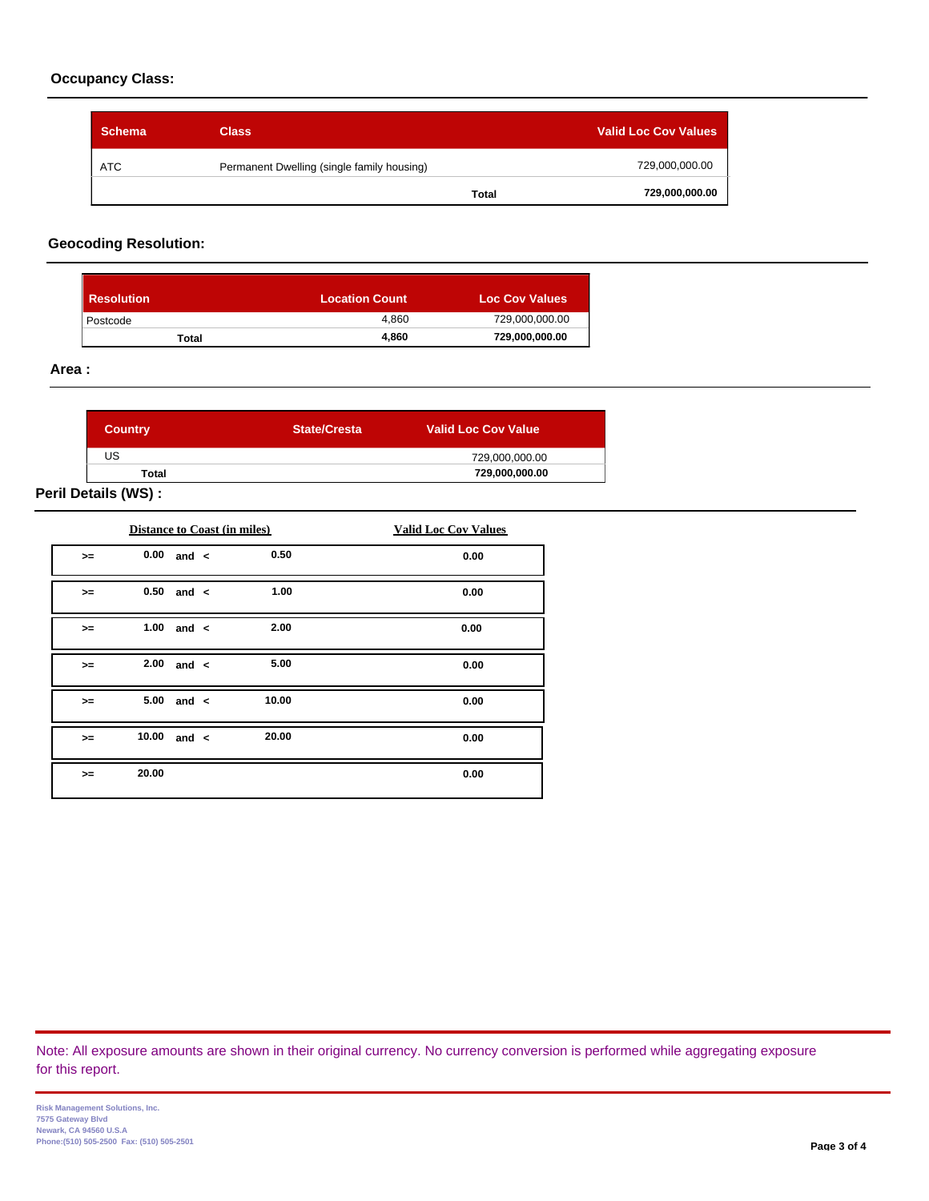### Occupancy Class:

| Schema | Class | Valid Loc Cov Values |
|---|---|---|
| ATC | Permanent Dwelling (single family housing) | 729,000,000.00 |
| | **Total** | **729,000,000.00** |

### Geocoding Resolution:

| Resolution | Location Count | Loc Cov Values |
|---|---|---|
| Postcode | 4,860 | 729,000,000.00 |
| **Total** | **4,860** | **729,000,000.00** |

### Area :

| Country | State/Cresta | Valid Loc Cov Value |
|---|---|---|
| US | | 729,000,000.00 |
| **Total** | | **729,000,000.00** |

### Peril Details (WS) :

| Distance to Coast (in miles) | | | | | Valid Loc Cov Values |
|---|---|---|---|---|---|
| >= | 0.00 | and | < | 0.50 | 0.00 |
| >= | 0.50 | and | < | 1.00 | 0.00 |
| >= | 1.00 | and | < | 2.00 | 0.00 |
| >= | 2.00 | and | < | 5.00 | 0.00 |
| >= | 5.00 | and | < | 10.00 | 0.00 |
| >= | 10.00 | and | < | 20.00 | 0.00 |
| >= | 20.00 | | | | 0.00 |

Note: All exposure amounts are shown in their original currency. No currency conversion is performed while aggregating exposure for this report.

Risk Management Solutions, Inc.
7575 Gateway Blvd
Newark, CA 94560 U.S.A
Phone:(510) 505-2500 Fax: (510) 505-2501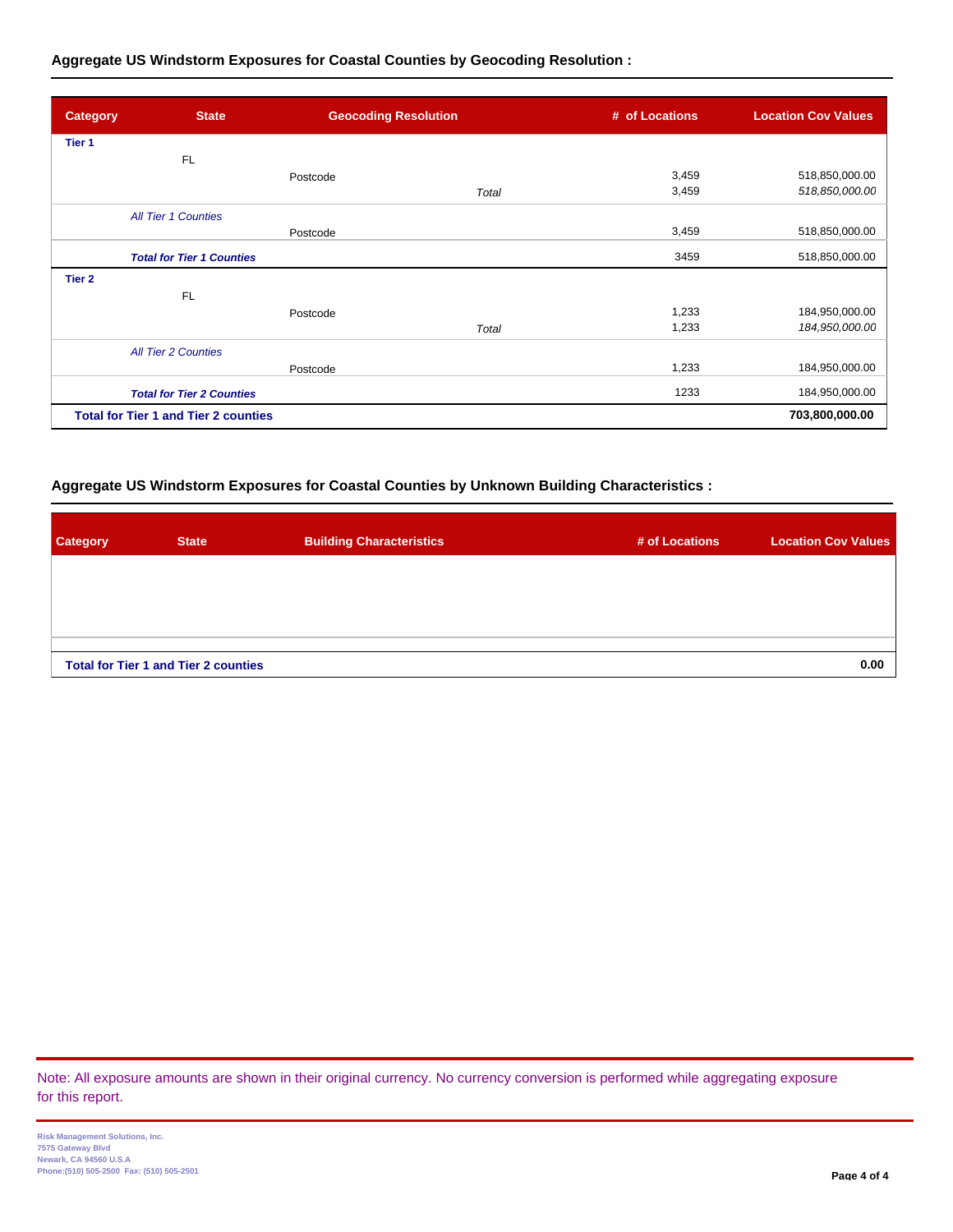### Aggregate US Windstorm Exposures for Coastal Counties by Geocoding Resolution :

| Category | State | Geocoding Resolution | | # of Locations | Location Cov Values |
|---|---|---|---|---|---|
| **Tier 1** | | | | | |
| | FL | | | | |
| | | Postcode | | 3,459 | 518,850,000.00 |
| | | | *Total* | 3,459 | *518,850,000.00* |
| | *All Tier 1 Counties* | | | | |
| | | Postcode | | 3,459 | 518,850,000.00 |
| | ***Total for Tier 1 Counties*** | | | 3459 | 518,850,000.00 |
| **Tier 2** | | | | | |
| | FL | | | | |
| | | Postcode | | 1,233 | 184,950,000.00 |
| | | | *Total* | 1,233 | *184,950,000.00* |
| | *All Tier 2 Counties* | | | | |
| | | Postcode | | 1,233 | 184,950,000.00 |
| | ***Total for Tier 2 Counties*** | | | 1233 | 184,950,000.00 |
| **Total for Tier 1 and Tier 2 counties** | | | | | **703,800,000.00** |

### Aggregate US Windstorm Exposures for Coastal Counties by Unknown Building Characteristics :

| Category | State | Building Characteristics | # of Locations | Location Cov Values |
|---|---|---|---|---|
| **Total for Tier 1 and Tier 2 counties** | | | | **0.00** |

Note: All exposure amounts are shown in their original currency. No currency conversion is performed while aggregating exposure for this report.

Risk Management Solutions, Inc.
7575 Gateway Blvd
Newark, CA 94560 U.S.A
Phone:(510) 505-2500 Fax: (510) 505-2501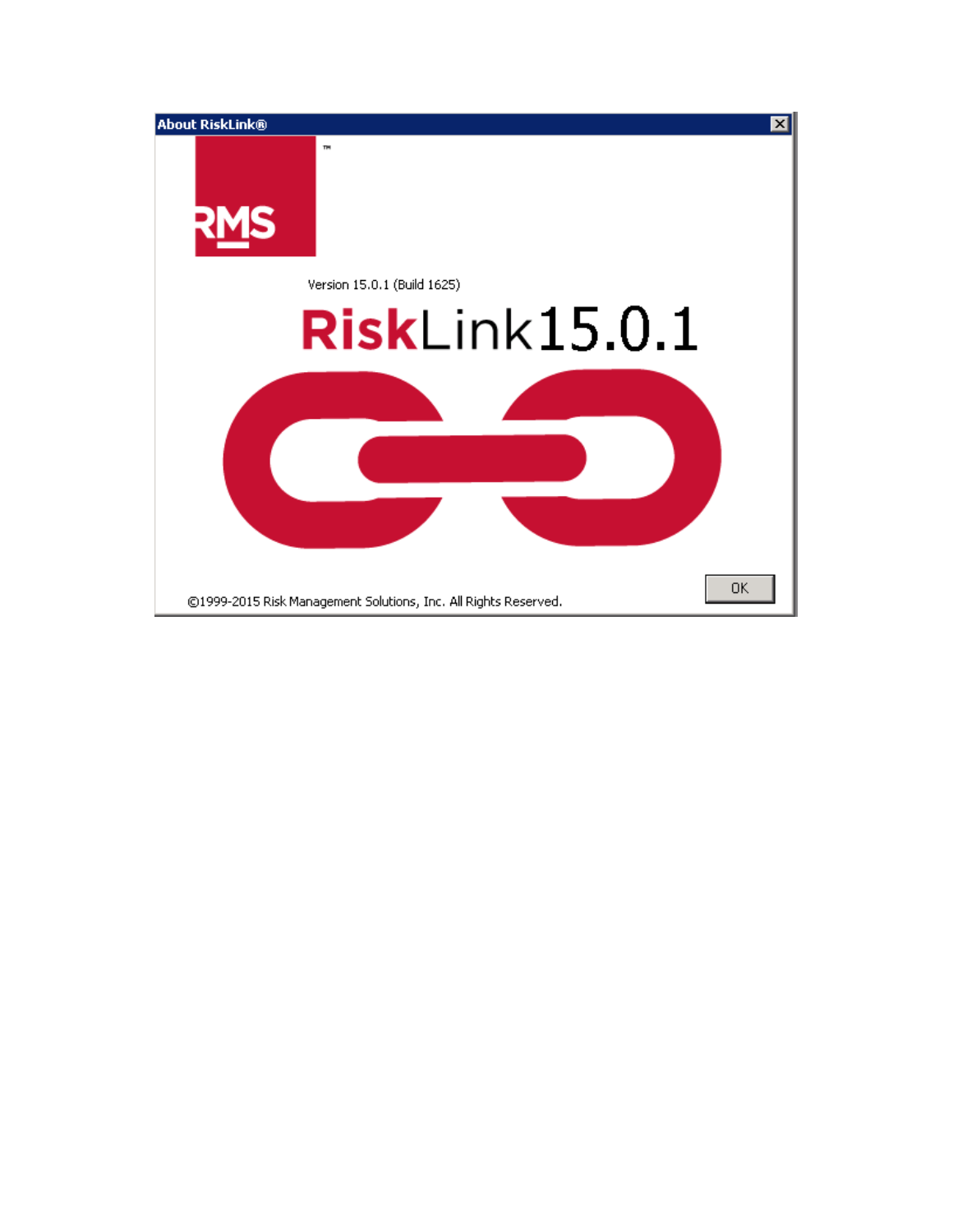About RiskLink®

RMS™

Version 15.0.1 (Build 1625)

RiskLink15.0.1

OK

©1999-2015 Risk Management Solutions, Inc. All Rights Reserved.